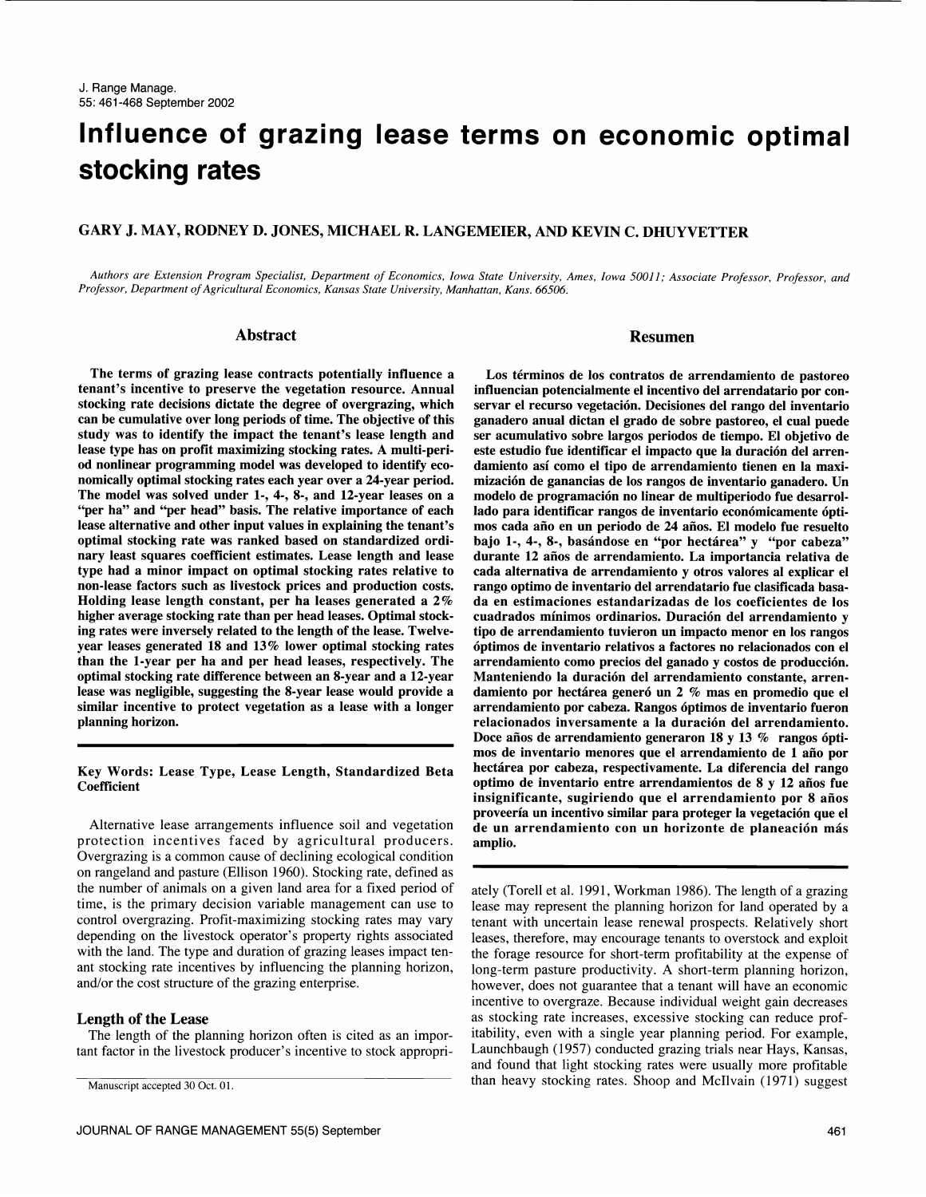# Influence of grazing lease terms on economic optimal stocking rates

**GARY J. MAY, RODNEY D. JONES, MICHAEL R. LANGEMEIER, AND KEVIN C. DHUYVETTER**

*Authors are Extension Program Specialist, Department of Economics, Iowa State University, Ames, Iowa 50011; Associate Professor, Professor, and Professor, Department of Agricultural Economics, Kansas State University, Manhattan, Kans. 66506.*

## Abstract

**The terms of grazing lease contracts potentially influence a tenant's incentive to preserve the vegetation resource. Annual stocking rate decisions dictate the degree of overgrazing, which can be cumulative over long periods of time. The objective of this study was to identify the impact the tenant's lease length and lease type has on profit maximizing stocking rates. A multi-period nonlinear programming model was developed to identify economically optimal stocking rates each year over a 24-year period. The model was solved under 1-, 4-, 8-, and 12-year leases on a "per ha" and "per head" basis. The relative importance of each lease alternative and other input values in explaining the tenant's optimal stocking rate was ranked based on standardized ordinary least squares coefficient estimates. Lease length and lease type had a minor impact on optimal stocking rates relative to non-lease factors such as livestock prices and production costs. Holding lease length constant, per ha leases generated a 2% higher average stocking rate than per head leases. Optimal stocking rates were inversely related to the length of the lease. Twelve-year leases generated 18 and 13% lower optimal stocking rates than the 1-year per ha and per head leases, respectively. The optimal stocking rate difference between an 8-year and a 12-year lease was negligible, suggesting the 8-year lease would provide a similar incentive to protect vegetation as a lease with a longer planning horizon.**

**Key Words: Lease Type, Lease Length, Standardized Beta Coefficient**

## Resumen

**Los términos de los contratos de arrendamiento de pastoreo influencian potencialmente el incentivo del arrendatario por conservar el recurso vegetación. Decisiones del rango del inventario ganadero anual dictan el grado de sobre pastoreo, el cual puede ser acumulativo sobre largos periodos de tiempo. El objetivo de este estudio fue identificar el impacto que la duración del arrendamiento así como el tipo de arrendamiento tienen en la maximización de ganancias de los rangos de inventario ganadero. Un modelo de programación no linear de multiperiodo fue desarrollado para identificar rangos de inventario económicamente óptimos cada año en un periodo de 24 años. El modelo fue resuelto bajo 1-, 4-, 8-, basándose en "por hectárea" y "por cabeza" durante 12 años de arrendamiento. La importancia relativa de cada alternativa de arrendamiento y otros valores al explicar el rango optimo de inventario del arrendatario fue clasificada basada en estimaciones estandarizadas de los coeficientes de los cuadrados mínimos ordinarios. Duración del arrendamiento y tipo de arrendamiento tuvieron un impacto menor en los rangos óptimos de inventario relativos a factores no relacionados con el arrendamiento como precios del ganado y costos de producción. Manteniendo la duración del arrendamiento constante, arrendamiento por hectárea generó un 2 % mas en promedio que el arrendamiento por cabeza. Rangos óptimos de inventario fueron relacionados inversamente a la duración del arrendamiento. Doce años de arrendamiento generaron 18 y 13 % rangos óptimos de inventario menores que el arrendamiento de 1 año por hectárea por cabeza, respectivamente. La diferencia del rango optimo de inventario entre arrendamientos de 8 y 12 años fue insignificante, sugiriendo que el arrendamiento por 8 años proveería un incentivo similar para proteger la vegetación que el de un arrendamiento con un horizonte de planeación más amplio.**

Alternative lease arrangements influence soil and vegetation protection incentives faced by agricultural producers. Overgrazing is a common cause of declining ecological condition on rangeland and pasture (Ellison 1960). Stocking rate, defined as the number of animals on a given land area for a fixed period of time, is the primary decision variable management can use to control overgrazing. Profit-maximizing stocking rates may vary depending on the livestock operator's property rights associated with the land. The type and duration of grazing leases impact tenant stocking rate incentives by influencing the planning horizon, and/or the cost structure of the grazing enterprise.

### Length of the Lease

The length of the planning horizon often is cited as an important factor in the livestock producer's incentive to stock appropriately (Torell et al. 1991, Workman 1986). The length of a grazing lease may represent the planning horizon for land operated by a tenant with uncertain lease renewal prospects. Relatively short leases, therefore, may encourage tenants to overstock and exploit the forage resource for short-term profitability at the expense of long-term pasture productivity. A short-term planning horizon, however, does not guarantee that a tenant will have an economic incentive to overgraze. Because individual weight gain decreases as stocking rate increases, excessive stocking can reduce profitability, even with a single year planning period. For example, Launchbaugh (1957) conducted grazing trials near Hays, Kansas, and found that light stocking rates were usually more profitable than heavy stocking rates. Shoop and McIlvain (1971) suggest

Manuscript accepted 30 Oct. 01.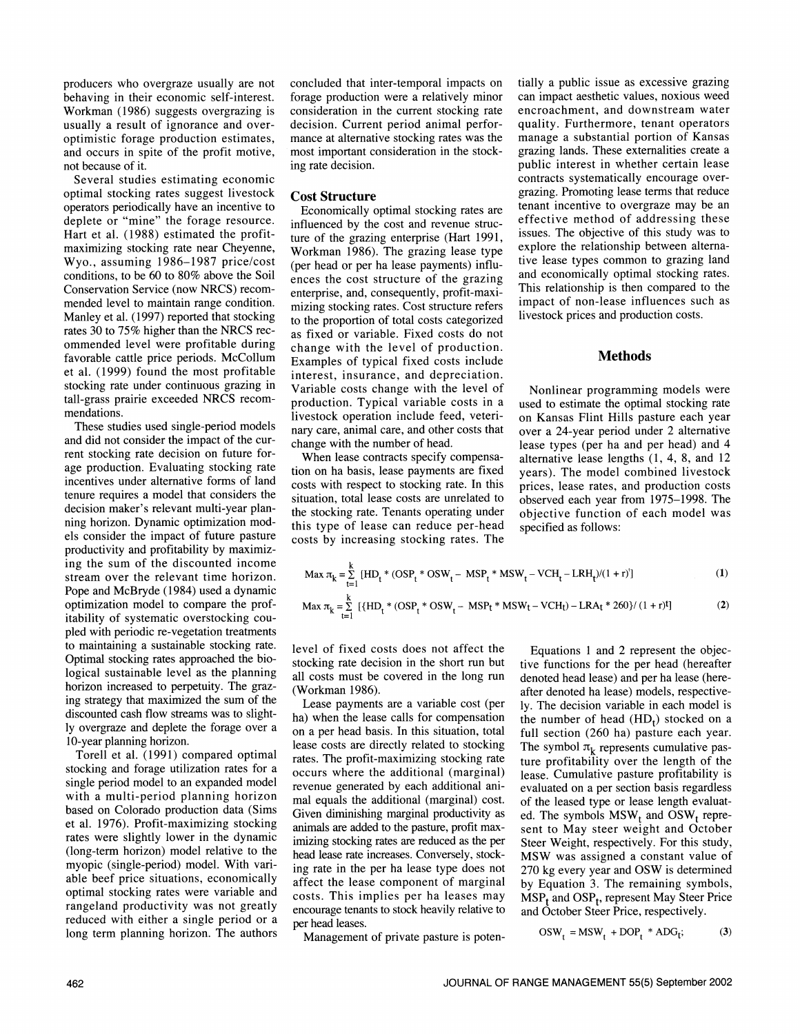producers who overgraze usually are not behaving in their economic self-interest. Workman (1986) suggests overgrazing is usually a result of ignorance and over-optimistic forage production estimates, and occurs in spite of the profit motive, not because of it.

Several studies estimating economic optimal stocking rates suggest livestock operators periodically have an incentive to deplete or "mine" the forage resource. Hart et al. (1988) estimated the profit-maximizing stocking rate near Cheyenne, Wyo., assuming 1986–1987 price/cost conditions, to be 60 to 80% above the Soil Conservation Service (now NRCS) recommended level to maintain range condition. Manley et al. (1997) reported that stocking rates 30 to 75% higher than the NRCS recommended level were profitable during favorable cattle price periods. McCollum et al. (1999) found the most profitable stocking rate under continuous grazing in tall-grass prairie exceeded NRCS recommendations.

These studies used single-period models and did not consider the impact of the current stocking rate decision on future forage production. Evaluating stocking rate incentives under alternative forms of land tenure requires a model that considers the decision maker's relevant multi-year planning horizon. Dynamic optimization models consider the impact of future pasture productivity and profitability by maximizing the sum of the discounted income stream over the relevant time horizon. Pope and McBryde (1984) used a dynamic optimization model to compare the profitability of systematic overstocking coupled with periodic re-vegetation treatments to maintaining a sustainable stocking rate. Optimal stocking rates approached the biological sustainable level as the planning horizon increased to perpetuity. The grazing strategy that maximized the sum of the discounted cash flow streams was to slightly overgraze and deplete the forage over a 10-year planning horizon.

Torell et al. (1991) compared optimal stocking and forage utilization rates for a single period model to an expanded model with a multi-period planning horizon based on Colorado production data (Sims et al. 1976). Profit-maximizing stocking rates were slightly lower in the dynamic (long-term horizon) model relative to the myopic (single-period) model. With variable beef price situations, economically optimal stocking rates were variable and rangeland productivity was not greatly reduced with either a single period or a long term planning horizon. The authors concluded that inter-temporal impacts on forage production were a relatively minor consideration in the current stocking rate decision. Current period animal performance at alternative stocking rates was the most important consideration in the stocking rate decision.

## Cost Structure

Economically optimal stocking rates are influenced by the cost and revenue structure of the grazing enterprise (Hart 1991, Workman 1986). The grazing lease type (per head or per ha lease payments) influences the cost structure of the grazing enterprise, and, consequently, profit-maximizing stocking rates. Cost structure refers to the proportion of total costs categorized as fixed or variable. Fixed costs do not change with the level of production. Examples of typical fixed costs include interest, insurance, and depreciation. Variable costs change with the level of production. Typical variable costs in a livestock operation include feed, veterinary care, animal care, and other costs that change with the number of head.

When lease contracts specify compensation on ha basis, lease payments are fixed costs with respect to stocking rate. In this situation, total lease costs are unrelated to the stocking rate. Tenants operating under this type of lease can reduce per-head costs by increasing stocking rates. The level of fixed costs does not affect the stocking rate decision in the short run but all costs must be covered in the long run (Workman 1986).

Lease payments are a variable cost (per ha) when the lease calls for compensation on a per head basis. In this situation, total lease costs are directly related to stocking rates. The profit-maximizing stocking rate occurs where the additional (marginal) revenue generated by each additional animal equals the additional (marginal) cost. Given diminishing marginal productivity as animals are added to the pasture, profit maximizing stocking rates are reduced as the per head lease rate increases. Conversely, stocking rate in the per ha lease type does not affect the lease component of marginal costs. This implies per ha leases may encourage tenants to stock heavily relative to per head leases.

Management of private pasture is potentially a public issue as excessive grazing can impact aesthetic values, noxious weed encroachment, and downstream water quality. Furthermore, tenant operators manage a substantial portion of Kansas grazing lands. These externalities create a public interest in whether certain lease contracts systematically encourage overgrazing. Promoting lease terms that reduce tenant incentive to overgraze may be an effective method of addressing these issues. The objective of this study was to explore the relationship between alternative lease types common to grazing land and economically optimal stocking rates. This relationship is then compared to the impact of non-lease influences such as livestock prices and production costs.

# Methods

Nonlinear programming models were used to estimate the optimal stocking rate on Kansas Flint Hills pasture each year over a 24-year period under 2 alternative lease types (per ha and per head) and 4 alternative lease lengths (1, 4, 8, and 12 years). The model combined livestock prices, lease rates, and production costs observed each year from 1975–1998. The objective function of each model was specified as follows:

$$\text{Max } \pi_k = \sum_{t=1}^{k} [HD_t * (OSP_t * OSW_t - MSP_t * MSW_t - VCH_t - LRH_t)/(1+r)^t] \quad (1)$$

$$\text{Max } \pi_k = \sum_{t=1}^{k} [\{HD_t * (OSP_t * OSW_t - MSP_t * MSW_t - VCH_t) - LRA_t * 260\}/(1+r)^t] \quad (2)$$

Equations 1 and 2 represent the objective functions for the per head (hereafter denoted head lease) and per ha lease (hereafter denoted ha lease) models, respectively. The decision variable in each model is the number of head ($HD_t$) stocked on a full section (260 ha) pasture each year. The symbol $\pi_k$ represents cumulative pasture profitability over the length of the lease. Cumulative pasture profitability is evaluated on a per section basis regardless of the leased type or lease length evaluated. The symbols $MSW_t$ and $OSW_t$ represent to May steer weight and October Steer Weight, respectively. For this study, MSW was assigned a constant value of 270 kg every year and OSW is determined by Equation 3. The remaining symbols, $MSP_t$ and $OSP_t$, represent May Steer Price and October Steer Price, respectively.

$$OSW_t = MSW_t + DOP_t * ADG_t; \quad (3)$$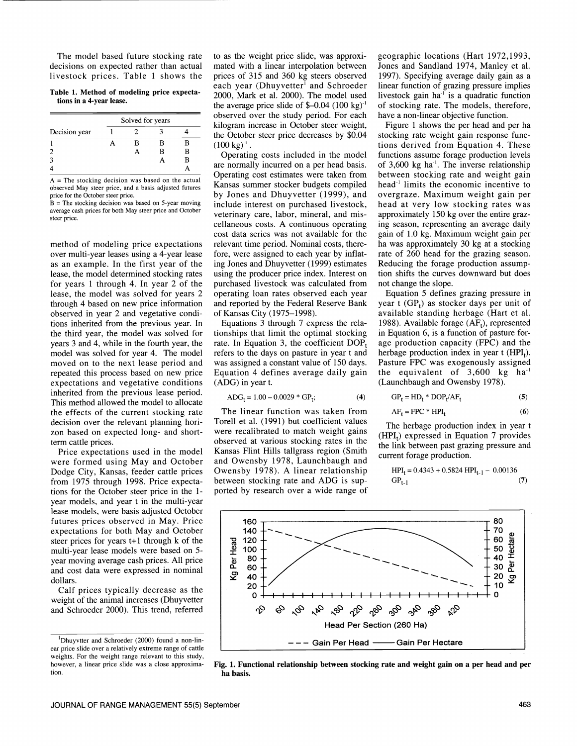The model based future stocking rate decisions on expected rather than actual livestock prices. Table 1 shows the method of modeling price expectations over multi-year leases using a 4-year lease as an example. In the first year of the lease, the model determined stocking rates for years 1 through 4. In year 2 of the lease, the model was solved for years 2 through 4 based on new price information observed in year 2 and vegetative conditions inherited from the previous year. In the third year, the model was solved for years 3 and 4, while in the fourth year, the model was solved for year 4. The model moved on to the next lease period and repeated this process based on new price expectations and vegetative conditions inherited from the previous lease period. This method allowed the model to allocate the effects of the current stocking rate decision over the relevant planning horizon based on expected long- and short-term cattle prices.

**Table 1. Method of modeling price expectations in a 4-year lease.**

| | Solved for years | | | |
|---|---|---|---|---|
| Decision year | 1 | 2 | 3 | 4 |
| 1 | A | B | B | B |
| 2 | | A | B | B |
| 3 | | | A | B |
| 4 | | | | A |

A = The stocking decision was based on the actual observed May steer price, and a basis adjusted futures price for the October steer price.
B = The stocking decision was based on 5-year moving average cash prices for both May steer price and October steer price.

Price expectations used in the model were formed using May and October Dodge City, Kansas, feeder cattle prices from 1975 through 1998. Price expectations for the October steer price in the 1-year models, and year t in the multi-year lease models, were basis adjusted October futures prices observed in May. Price expectations for both May and October steer prices for years t+1 through k of the multi-year lease models were based on 5-year moving average cash prices. All price and cost data were expressed in nominal dollars.

Calf prices typically decrease as the weight of the animal increases (Dhuyvetter and Schroeder 2000). This trend, referred to as the weight price slide, was approximated with a linear interpolation between prices of 315 and 360 kg steers observed each year (Dhuyvetter[1] and Schroeder 2000, Mark et al. 2000). The model used the average price slide of $-0.04 (100 kg)$^{-1}$ observed over the study period. For each kilogram increase in October steer weight, the October steer price decreases by $0.04 (100 kg)$^{-1}$.

Operating costs included in the model are normally incurred on a per head basis. Operating cost estimates were taken from Kansas summer stocker budgets compiled by Jones and Dhuyvetter (1999), and include interest on purchased livestock, veterinary care, labor, mineral, and miscellaneous costs. A continuous operating cost data series was not available for the relevant time period. Nominal costs, therefore, were assigned to each year by inflating Jones and Dhuyvetter (1999) estimates using the producer price index. Interest on purchased livestock was calculated from operating loan rates observed each year and reported by the Federal Reserve Bank of Kansas City (1975–1998).

Equations 3 through 7 express the relationships that limit the optimal stocking rate. In Equation 3, the coefficient $DOP_t$ refers to the days on pasture in year t and was assigned a constant value of 150 days. Equation 4 defines average daily gain (ADG) in year t.

$$ADG_t = 1.00 - 0.0029 * GP_t; \quad (4)$$

The linear function was taken from Torell et al. (1991) but coefficient values were recalibrated to match weight gains observed at various stocking rates in the Kansas Flint Hills tallgrass region (Smith and Owensby 1978, Launchbaugh and Owensby 1978). A linear relationship between stocking rate and ADG is supported by research over a wide range of geographic locations (Hart 1972,1993, Jones and Sandland 1974, Manley et al. 1997). Specifying average daily gain as a linear function of grazing pressure implies livestock gain ha$^{-1}$ is a quadratic function of stocking rate. The models, therefore, have a non-linear objective function.

Figure 1 shows the per head and per ha stocking rate weight gain response functions derived from Equation 4. These functions assume forage production levels of 3,600 kg ha$^{-1}$. The inverse relationship between stocking rate and weight gain head$^{-1}$ limits the economic incentive to overgraze. Maximum weight gain per head at very low stocking rates was approximately 150 kg over the entire grazing season, representing an average daily gain of 1.0 kg. Maximum weight gain per ha was approximately 30 kg at a stocking rate of 260 head for the grazing season. Reducing the forage production assumption shifts the curves downward but does not change the slope.

Equation 5 defines grazing pressure in year t ($GP_t$) as stocker days per unit of available standing herbage (Hart et al. 1988). Available forage ($AF_t$), represented in Equation 6, is a function of pasture forage production capacity (FPC) and the herbage production index in year t ($HPI_t$). Pasture FPC was exogenously assigned the equivalent of 3,600 kg ha$^{-1}$ (Launchbaugh and Owensby 1978).

$$GP_t = HD_t * DOP_t/AF_t \quad (5)$$

$$AF_t = FPC * HPI_t \quad (6)$$

The herbage production index in year t ($HPI_t$) expressed in Equation 7 provides the link between past grazing pressure and current forage production.

$$HPI_t = 0.4343 + 0.5824\, HPI_{t-1} - 0.00136\, GP_{t-1} \quad (7)$$

**Fig. 1. Functional relationship between stocking rate and weight gain on a per head and per ha basis.**

[1]Dhuyvtter and Schroeder (2000) found a non-linear price slide over a relatively extreme range of cattle weights. For the weight range relevant to this study, however, a linear price slide was a close approximation.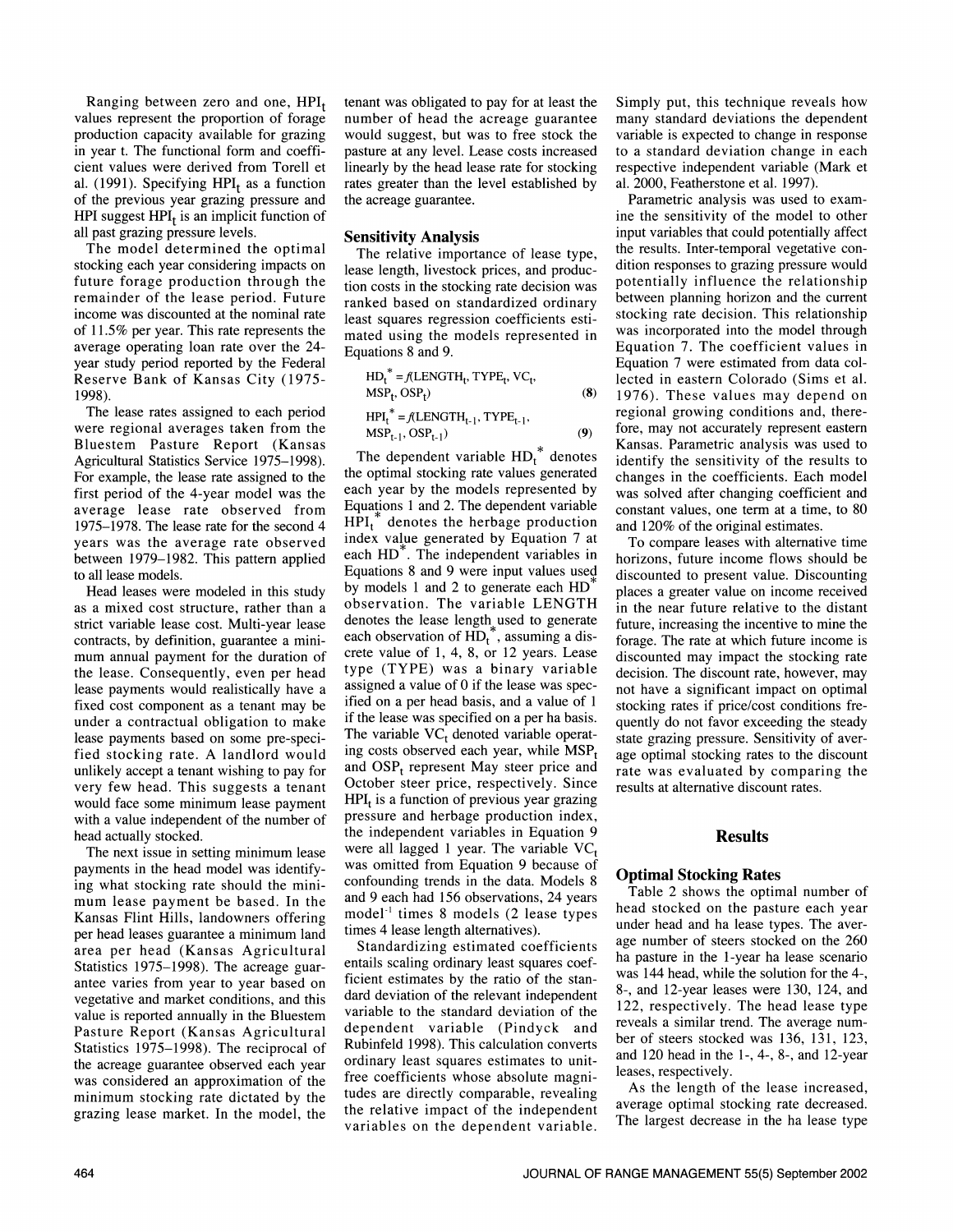Ranging between zero and one, $HPI_t$ values represent the proportion of forage production capacity available for grazing in year t. The functional form and coefficient values were derived from Torell et al. (1991). Specifying $HPI_t$ as a function of the previous year grazing pressure and HPI suggest $HPI_t$ is an implicit function of all past grazing pressure levels.

The model determined the optimal stocking each year considering impacts on future forage production through the remainder of the lease period. Future income was discounted at the nominal rate of 11.5% per year. This rate represents the average operating loan rate over the 24-year study period reported by the Federal Reserve Bank of Kansas City (1975-1998).

The lease rates assigned to each period were regional averages taken from the Bluestem Pasture Report (Kansas Agricultural Statistics Service 1975–1998). For example, the lease rate assigned to the first period of the 4-year model was the average lease rate observed from 1975–1978. The lease rate for the second 4 years was the average rate observed between 1979–1982. This pattern applied to all lease models.

Head leases were modeled in this study as a mixed cost structure, rather than a strict variable lease cost. Multi-year lease contracts, by definition, guarantee a minimum annual payment for the duration of the lease. Consequently, even per head lease payments would realistically have a fixed cost component as a tenant may be under a contractual obligation to make lease payments based on some pre-specified stocking rate. A landlord would unlikely accept a tenant wishing to pay for very few head. This suggests a tenant would face some minimum lease payment with a value independent of the number of head actually stocked.

The next issue in setting minimum lease payments in the head model was identifying what stocking rate should the minimum lease payment be based. In the Kansas Flint Hills, landowners offering per head leases guarantee a minimum land area per head (Kansas Agricultural Statistics 1975–1998). The acreage guarantee varies from year to year based on vegetative and market conditions, and this value is reported annually in the Bluestem Pasture Report (Kansas Agricultural Statistics 1975–1998). The reciprocal of the acreage guarantee observed each year was considered an approximation of the minimum stocking rate dictated by the grazing lease market. In the model, the tenant was obligated to pay for at least the number of head the acreage guarantee would suggest, but was to free stock the pasture at any level. Lease costs increased linearly by the head lease rate for stocking rates greater than the level established by the acreage guarantee.

## Sensitivity Analysis

The relative importance of lease type, lease length, livestock prices, and production costs in the stocking rate decision was ranked based on standardized ordinary least squares regression coefficients estimated using the models represented in Equations 8 and 9.

$$HD_t^* = f(LENGTH_t, TYPE_t, VC_t, MSP_t, OSP_t) \quad \textbf{(8)}$$

$$HPI_t^* = f(LENGTH_{t-1}, TYPE_{t-1}, MSP_{t-1}, OSP_{t-1}) \quad \textbf{(9)}$$

The dependent variable $HD_t^*$ denotes the optimal stocking rate values generated each year by the models represented by Equations 1 and 2. The dependent variable $HPI_t^*$ denotes the herbage production index value generated by Equation 7 at each $HD^*$. The independent variables in Equations 8 and 9 were input values used by models 1 and 2 to generate each $HD^*$ observation. The variable LENGTH denotes the lease length used to generate each observation of $HD_t^*$, assuming a discrete value of 1, 4, 8, or 12 years. Lease type (TYPE) was a binary variable assigned a value of 0 if the lease was specified on a per head basis, and a value of 1 if the lease was specified on a per ha basis. The variable $VC_t$ denoted variable operating costs observed each year, while $MSP_t$ and $OSP_t$ represent May steer price and October steer price, respectively. Since $HPI_t$ is a function of previous year grazing pressure and herbage production index, the independent variables in Equation 9 were all lagged 1 year. The variable $VC_t$ was omitted from Equation 9 because of confounding trends in the data. Models 8 and 9 each had 156 observations, 24 years model$^{-1}$ times 8 models (2 lease types times 4 lease length alternatives).

Standardizing estimated coefficients entails scaling ordinary least squares coefficient estimates by the ratio of the standard deviation of the relevant independent variable to the standard deviation of the dependent variable (Pindyck and Rubinfeld 1998). This calculation converts ordinary least squares estimates to unit-free coefficients whose absolute magnitudes are directly comparable, revealing the relative impact of the independent variables on the dependent variable. Simply put, this technique reveals how many standard deviations the dependent variable is expected to change in response to a standard deviation change in each respective independent variable (Mark et al. 2000, Featherstone et al. 1997).

Parametric analysis was used to examine the sensitivity of the model to other input variables that could potentially affect the results. Inter-temporal vegetative condition responses to grazing pressure would potentially influence the relationship between planning horizon and the current stocking rate decision. This relationship was incorporated into the model through Equation 7. The coefficient values in Equation 7 were estimated from data collected in eastern Colorado (Sims et al. 1976). These values may depend on regional growing conditions and, therefore, may not accurately represent eastern Kansas. Parametric analysis was used to identify the sensitivity of the results to changes in the coefficients. Each model was solved after changing coefficient and constant values, one term at a time, to 80 and 120% of the original estimates.

To compare leases with alternative time horizons, future income flows should be discounted to present value. Discounting places a greater value on income received in the near future relative to the distant future, increasing the incentive to mine the forage. The rate at which future income is discounted may impact the stocking rate decision. The discount rate, however, may not have a significant impact on optimal stocking rates if price/cost conditions frequently do not favor exceeding the steady state grazing pressure. Sensitivity of average optimal stocking rates to the discount rate was evaluated by comparing the results at alternative discount rates.

# Results

## Optimal Stocking Rates

Table 2 shows the optimal number of head stocked on the pasture each year under head and ha lease types. The average number of steers stocked on the 260 ha pasture in the 1-year ha lease scenario was 144 head, while the solution for the 4-, 8-, and 12-year leases were 130, 124, and 122, respectively. The head lease type reveals a similar trend. The average number of steers stocked was 136, 131, 123, and 120 head in the 1-, 4-, 8-, and 12-year leases, respectively.

As the length of the lease increased, average optimal stocking rate decreased. The largest decrease in the ha lease type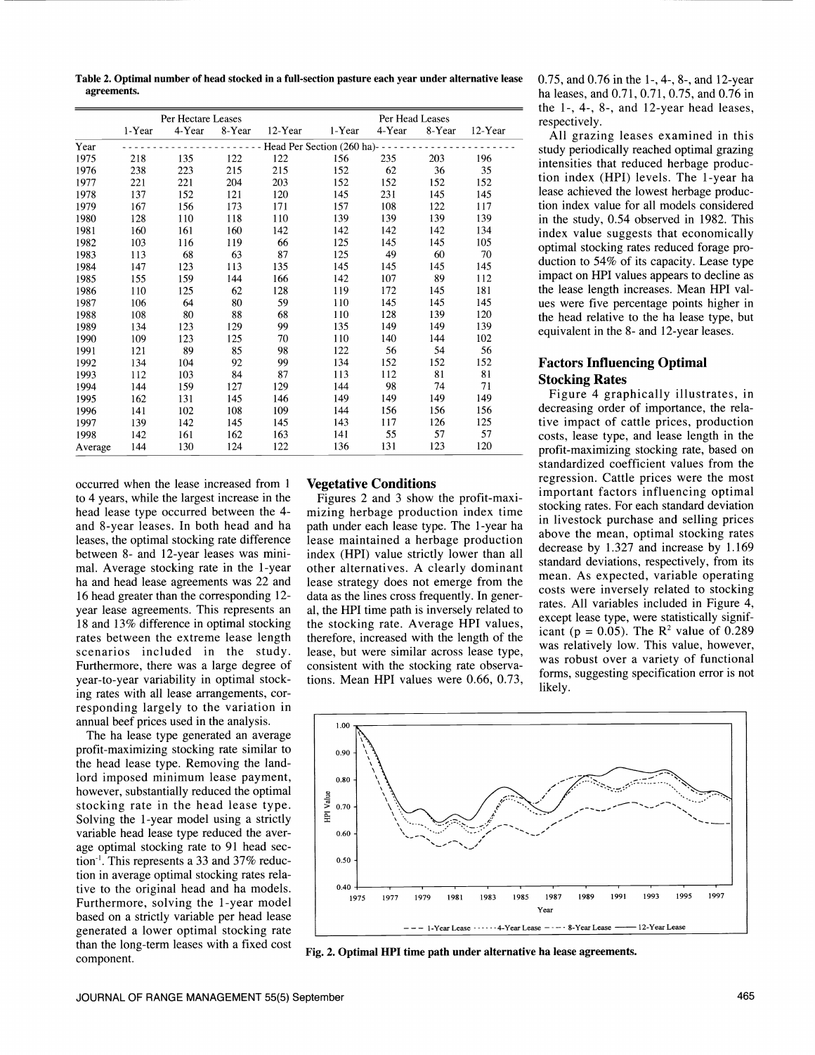**Table 2. Optimal number of head stocked in a full-section pasture each year under alternative lease agreements.**

| | Per Hectare Leases | | | | Per Head Leases | | | |
|---|---|---|---|---|---|---|---|---|
| | 1-Year | 4-Year | 8-Year | 12-Year | 1-Year | 4-Year | 8-Year | 12-Year |
| Year | Head Per Section (260 ha) | | | | | | | |
| 1975 | 218 | 135 | 122 | 122 | 156 | 235 | 203 | 196 |
| 1976 | 238 | 223 | 215 | 215 | 152 | 62 | 36 | 35 |
| 1977 | 221 | 221 | 204 | 203 | 152 | 152 | 152 | 152 |
| 1978 | 137 | 152 | 121 | 120 | 145 | 231 | 145 | 145 |
| 1979 | 167 | 156 | 173 | 171 | 157 | 108 | 122 | 117 |
| 1980 | 128 | 110 | 118 | 110 | 139 | 139 | 139 | 139 |
| 1981 | 160 | 161 | 160 | 142 | 142 | 142 | 142 | 134 |
| 1982 | 103 | 116 | 119 | 66 | 125 | 145 | 145 | 105 |
| 1983 | 113 | 68 | 63 | 87 | 125 | 49 | 60 | 70 |
| 1984 | 147 | 123 | 113 | 135 | 145 | 145 | 145 | 145 |
| 1985 | 155 | 159 | 144 | 166 | 142 | 107 | 89 | 112 |
| 1986 | 110 | 125 | 62 | 128 | 119 | 172 | 145 | 181 |
| 1987 | 106 | 64 | 80 | 59 | 110 | 145 | 145 | 145 |
| 1988 | 108 | 80 | 88 | 68 | 110 | 128 | 139 | 120 |
| 1989 | 134 | 123 | 129 | 99 | 135 | 149 | 149 | 139 |
| 1990 | 109 | 123 | 125 | 70 | 110 | 140 | 144 | 102 |
| 1991 | 121 | 89 | 85 | 98 | 122 | 56 | 54 | 56 |
| 1992 | 134 | 104 | 92 | 99 | 134 | 152 | 152 | 152 |
| 1993 | 112 | 103 | 84 | 87 | 113 | 112 | 81 | 81 |
| 1994 | 144 | 159 | 127 | 129 | 144 | 98 | 74 | 71 |
| 1995 | 162 | 131 | 145 | 146 | 149 | 149 | 149 | 149 |
| 1996 | 141 | 102 | 108 | 109 | 144 | 156 | 156 | 156 |
| 1997 | 139 | 142 | 145 | 145 | 143 | 117 | 126 | 125 |
| 1998 | 142 | 161 | 162 | 163 | 141 | 55 | 57 | 57 |
| Average | 144 | 130 | 124 | 122 | 136 | 131 | 123 | 120 |

occurred when the lease increased from 1 to 4 years, while the largest increase in the head lease type occurred between the 4- and 8-year leases. In both head and ha leases, the optimal stocking rate difference between 8- and 12-year leases was minimal. Average stocking rate in the 1-year ha and head lease agreements was 22 and 16 head greater than the corresponding 12-year lease agreements. This represents an 18 and 13% difference in optimal stocking rates between the extreme lease length scenarios included in the study. Furthermore, there was a large degree of year-to-year variability in optimal stocking rates with all lease arrangements, corresponding largely to the variation in annual beef prices used in the analysis.

The ha lease type generated an average profit-maximizing stocking rate similar to the head lease type. Removing the landlord imposed minimum lease payment, however, substantially reduced the optimal stocking rate in the head lease type. Solving the 1-year model using a strictly variable head lease type reduced the average optimal stocking rate to 91 head section$^{-1}$. This represents a 33 and 37% reduction in average optimal stocking rates relative to the original head and ha models. Furthermore, solving the 1-year model based on a strictly variable per head lease generated a lower optimal stocking rate than the long-term leases with a fixed cost component.

## Vegetative Conditions

Figures 2 and 3 show the profit-maximizing herbage production index time path under each lease type. The 1-year ha lease maintained a herbage production index (HPI) value strictly lower than all other alternatives. A clearly dominant lease strategy does not emerge from the data as the lines cross frequently. In general, the HPI time path is inversely related to the stocking rate. Average HPI values, therefore, increased with the length of the lease, but were similar across lease type, consistent with the stocking rate observations. Mean HPI values were 0.66, 0.73, 0.75, and 0.76 in the 1-, 4-, 8-, and 12-year ha leases, and 0.71, 0.71, 0.75, and 0.76 in the 1-, 4-, 8-, and 12-year head leases, respectively.

All grazing leases examined in this study periodically reached optimal grazing intensities that reduced herbage production index (HPI) levels. The 1-year ha lease achieved the lowest herbage production index value for all models considered in the study, 0.54 observed in 1982. This index value suggests that economically optimal stocking rates reduced forage production to 54% of its capacity. Lease type impact on HPI values appears to decline as the lease length increases. Mean HPI values were five percentage points higher in the head relative to the ha lease type, but equivalent in the 8- and 12-year leases.

## Factors Influencing Optimal Stocking Rates

Figure 4 graphically illustrates, in decreasing order of importance, the relative impact of cattle prices, production costs, lease type, and lease length in the profit-maximizing stocking rate, based on standardized coefficient values from the regression. Cattle prices were the most important factors influencing optimal stocking rates. For each standard deviation in livestock purchase and selling prices above the mean, optimal stocking rates decrease by 1.327 and increase by 1.169 standard deviations, respectively, from its mean. As expected, variable operating costs were inversely related to stocking rates. All variables included in Figure 4, except lease type, were statistically significant ($p = 0.05$). The $R^2$ value of 0.289 was relatively low. This value, however, was robust over a variety of functional forms, suggesting specification error is not likely.

**Fig. 2. Optimal HPI time path under alternative ha lease agreements.**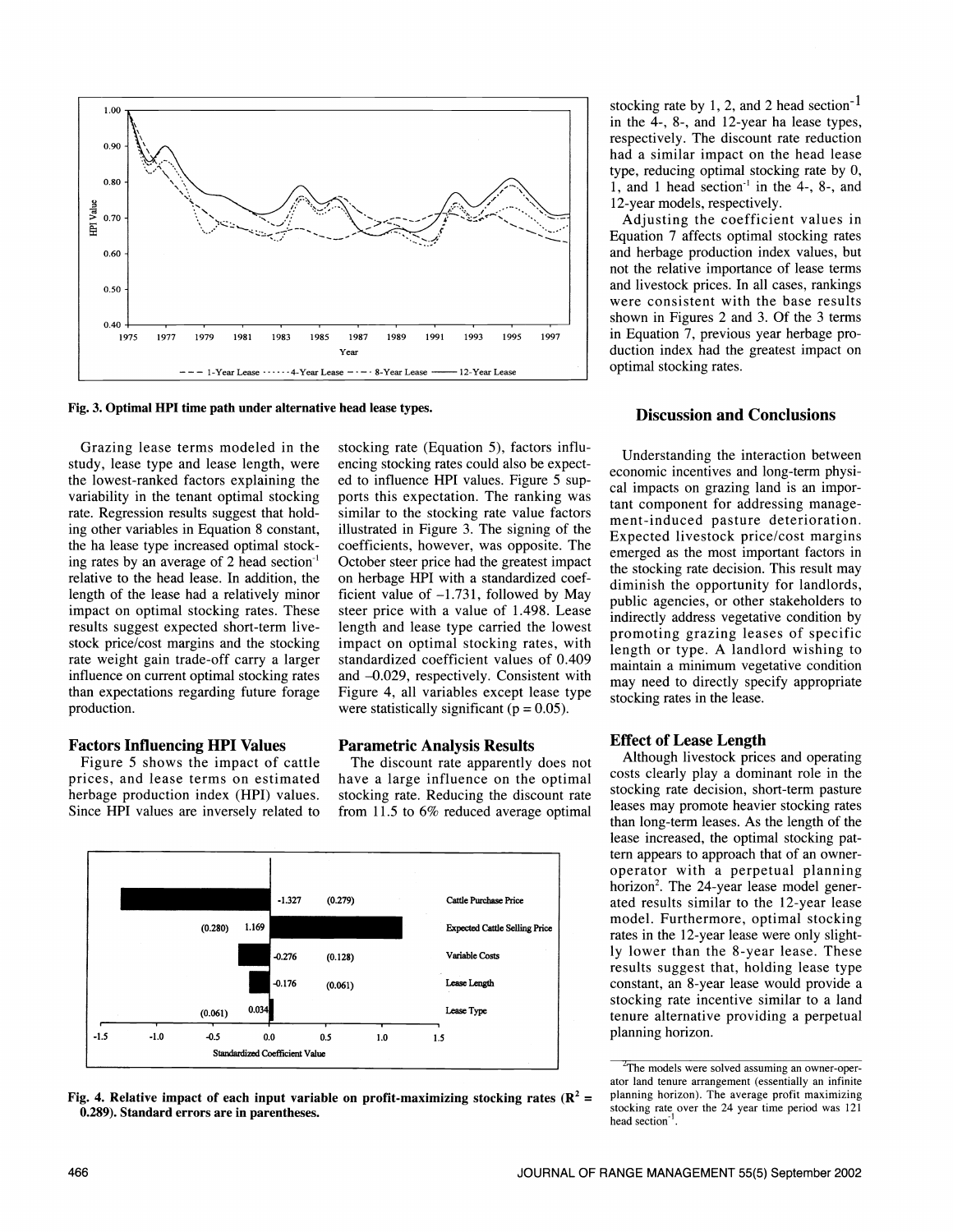Fig. 3. Optimal HPI time path under alternative head lease types.

Grazing lease terms modeled in the study, lease type and lease length, were the lowest-ranked factors explaining the variability in the tenant optimal stocking rate. Regression results suggest that holding other variables in Equation 8 constant, the ha lease type increased optimal stocking rates by an average of 2 head section$^{-1}$ relative to the head lease. In addition, the length of the lease had a relatively minor impact on optimal stocking rates. These results suggest expected short-term livestock price/cost margins and the stocking rate weight gain trade-off carry a larger influence on current optimal stocking rates than expectations regarding future forage production.

### Factors Influencing HPI Values

Figure 5 shows the impact of cattle prices, and lease terms on estimated herbage production index (HPI) values. Since HPI values are inversely related to stocking rate (Equation 5), factors influencing stocking rates could also be expected to influence HPI values. Figure 5 supports this expectation. The ranking was similar to the stocking rate value factors illustrated in Figure 3. The signing of the coefficients, however, was opposite. The October steer price had the greatest impact on herbage HPI with a standardized coefficient value of –1.731, followed by May steer price with a value of 1.498. Lease length and lease type carried the lowest impact on optimal stocking rates, with standardized coefficient values of 0.409 and –0.029, respectively. Consistent with Figure 4, all variables except lease type were statistically significant (p = 0.05).

### Parametric Analysis Results

The discount rate apparently does not have a large influence on the optimal stocking rate. Reducing the discount rate from 11.5 to 6% reduced average optimal stocking rate by 1, 2, and 2 head section$^{-1}$ in the 4-, 8-, and 12-year ha lease types, respectively. The discount rate reduction had a similar impact on the head lease type, reducing optimal stocking rate by 0, 1, and 1 head section$^{-1}$ in the 4-, 8-, and 12-year models, respectively.

Adjusting the coefficient values in Equation 7 affects optimal stocking rates and herbage production index values, but not the relative importance of lease terms and livestock prices. In all cases, rankings were consistent with the base results shown in Figures 2 and 3. Of the 3 terms in Equation 7, previous year herbage production index had the greatest impact on optimal stocking rates.

Fig. 4. Relative impact of each input variable on profit-maximizing stocking rates ($R^2$ = 0.289). Standard errors are in parentheses.

## Discussion and Conclusions

Understanding the interaction between economic incentives and long-term physical impacts on grazing land is an important component for addressing management-induced pasture deterioration. Expected livestock price/cost margins emerged as the most important factors in the stocking rate decision. This result may diminish the opportunity for landlords, public agencies, or other stakeholders to indirectly address vegetative condition by promoting grazing leases of specific length or type. A landlord wishing to maintain a minimum vegetative condition may need to directly specify appropriate stocking rates in the lease.

### Effect of Lease Length

Although livestock prices and operating costs clearly play a dominant role in the stocking rate decision, short-term pasture leases may promote heavier stocking rates than long-term leases. As the length of the lease increased, the optimal stocking pattern appears to approach that of an owner-operator with a perpetual planning horizon[2]. The 24-year lease model generated results similar to the 12-year lease model. Furthermore, optimal stocking rates in the 12-year lease were only slightly lower than the 8-year lease. These results suggest that, holding lease type constant, an 8-year lease would provide a stocking rate incentive similar to a land tenure alternative providing a perpetual planning horizon.

[2]The models were solved assuming an owner-operator land tenure arrangement (essentially an infinite planning horizon). The average profit maximizing stocking rate over the 24 year time period was 121 head section$^{-1}$.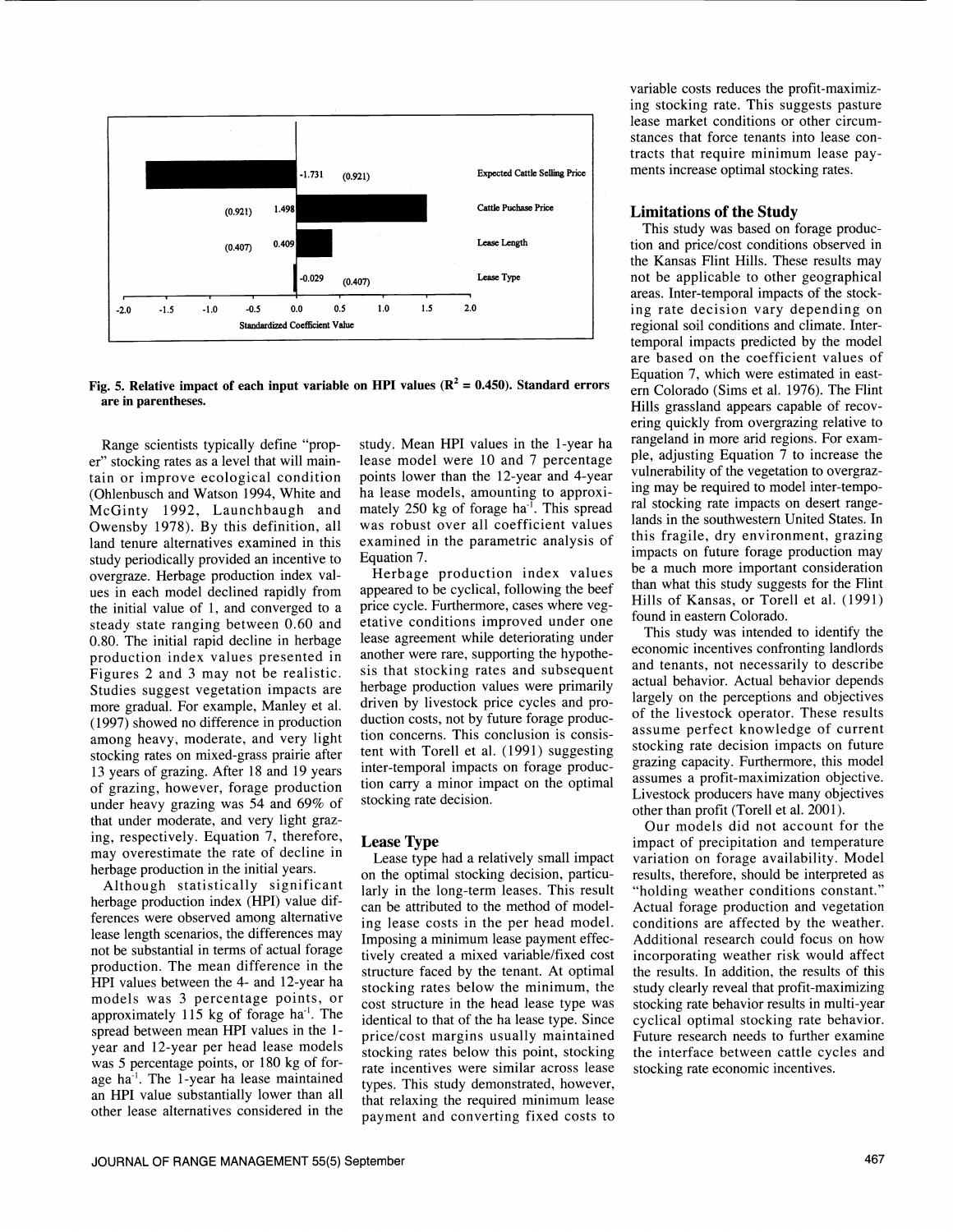Fig. 5. Relative impact of each input variable on HPI values ($R^2 = 0.450$). Standard errors are in parentheses.

Range scientists typically define "proper" stocking rates as a level that will maintain or improve ecological condition (Ohlenbusch and Watson 1994, White and McGinty 1992, Launchbaugh and Owensby 1978). By this definition, all land tenure alternatives examined in this study periodically provided an incentive to overgraze. Herbage production index values in each model declined rapidly from the initial value of 1, and converged to a steady state ranging between 0.60 and 0.80. The initial rapid decline in herbage production index values presented in Figures 2 and 3 may not be realistic. Studies suggest vegetation impacts are more gradual. For example, Manley et al. (1997) showed no difference in production among heavy, moderate, and very light stocking rates on mixed-grass prairie after 13 years of grazing. After 18 and 19 years of grazing, however, forage production under heavy grazing was 54 and 69% of that under moderate, and very light grazing, respectively. Equation 7, therefore, may overestimate the rate of decline in herbage production in the initial years.

Although statistically significant herbage production index (HPI) value differences were observed among alternative lease length scenarios, the differences may not be substantial in terms of actual forage production. The mean difference in the HPI values between the 4- and 12-year ha models was 3 percentage points, or approximately 115 kg of forage ha$^{-1}$. The spread between mean HPI values in the 1-year and 12-year per head lease models was 5 percentage points, or 180 kg of forage ha$^{-1}$. The 1-year ha lease maintained an HPI value substantially lower than all other lease alternatives considered in the study. Mean HPI values in the 1-year ha lease model were 10 and 7 percentage points lower than the 12-year and 4-year ha lease models, amounting to approximately 250 kg of forage ha$^{-1}$. This spread was robust over all coefficient values examined in the parametric analysis of Equation 7.

Herbage production index values appeared to be cyclical, following the beef price cycle. Furthermore, cases where vegetative conditions improved under one lease agreement while deteriorating under another were rare, supporting the hypothesis that stocking rates and subsequent herbage production values were primarily driven by livestock price cycles and production costs, not by future forage production concerns. This conclusion is consistent with Torell et al. (1991) suggesting inter-temporal impacts on forage production carry a minor impact on the optimal stocking rate decision.

## Lease Type

Lease type had a relatively small impact on the optimal stocking decision, particularly in the long-term leases. This result can be attributed to the method of modeling lease costs in the per head model. Imposing a minimum lease payment effectively created a mixed variable/fixed cost structure faced by the tenant. At optimal stocking rates below the minimum, the cost structure in the head lease type was identical to that of the ha lease type. Since price/cost margins usually maintained stocking rates below this point, stocking rate incentives were similar across lease types. This study demonstrated, however, that relaxing the required minimum lease payment and converting fixed costs to variable costs reduces the profit-maximizing stocking rate. This suggests pasture lease market conditions or other circumstances that force tenants into lease contracts that require minimum lease payments increase optimal stocking rates.

## Limitations of the Study

This study was based on forage production and price/cost conditions observed in the Kansas Flint Hills. These results may not be applicable to other geographical areas. Inter-temporal impacts of the stocking rate decision vary depending on regional soil conditions and climate. Inter-temporal impacts predicted by the model are based on the coefficient values of Equation 7, which were estimated in eastern Colorado (Sims et al. 1976). The Flint Hills grassland appears capable of recovering quickly from overgrazing relative to rangeland in more arid regions. For example, adjusting Equation 7 to increase the vulnerability of the vegetation to overgrazing may be required to model inter-temporal stocking rate impacts on desert rangelands in the southwestern United States. In this fragile, dry environment, grazing impacts on future forage production may be a much more important consideration than what this study suggests for the Flint Hills of Kansas, or Torell et al. (1991) found in eastern Colorado.

This study was intended to identify the economic incentives confronting landlords and tenants, not necessarily to describe actual behavior. Actual behavior depends largely on the perceptions and objectives of the livestock operator. These results assume perfect knowledge of current stocking rate decision impacts on future grazing capacity. Furthermore, this model assumes a profit-maximization objective. Livestock producers have many objectives other than profit (Torell et al. 2001).

Our models did not account for the impact of precipitation and temperature variation on forage availability. Model results, therefore, should be interpreted as "holding weather conditions constant." Actual forage production and vegetation conditions are affected by the weather. Additional research could focus on how incorporating weather risk would affect the results. In addition, the results of this study clearly reveal that profit-maximizing stocking rate behavior results in multi-year cyclical optimal stocking rate behavior. Future research needs to further examine the interface between cattle cycles and stocking rate economic incentives.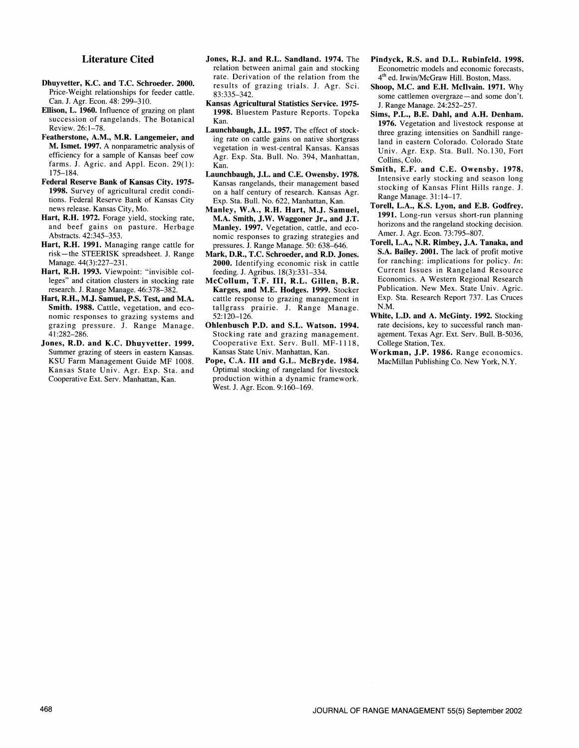## Literature Cited

**Dhuyvetter, K.C. and T.C. Schroeder. 2000.** Price-Weight relationships for feeder cattle. Can. J. Agr. Econ. 48: 299–310.

**Ellison, L. 1960.** Influence of grazing on plant succession of rangelands. The Botanical Review. 26:1–78.

**Featherstone, A.M., M.R. Langemeier, and M. Ismet. 1997.** A nonparametric analysis of efficiency for a sample of Kansas beef cow farms. J. Agric. and Appl. Econ. 29(1): 175–184.

**Federal Reserve Bank of Kansas City. 1975-1998.** Survey of agricultural credit conditions. Federal Reserve Bank of Kansas City news release. Kansas City, Mo.

**Hart, R.H. 1972.** Forage yield, stocking rate, and beef gains on pasture. Herbage Abstracts. 42:345–353.

**Hart, R.H. 1991.** Managing range cattle for risk—the STEERISK spreadsheet. J. Range Manage. 44(3):227–231.

**Hart, R.H. 1993.** Viewpoint: "invisible colleges" and citation clusters in stocking rate research. J. Range Manage. 46:378–382.

**Hart, R.H., M.J. Samuel, P.S. Test, and M.A. Smith. 1988.** Cattle, vegetation, and economic responses to grazing systems and grazing pressure. J. Range Manage. 41:282–286.

**Jones, R.D. and K.C. Dhuyvetter. 1999.** Summer grazing of steers in eastern Kansas. KSU Farm Management Guide MF 1008. Kansas State Univ. Agr. Exp. Sta. and Cooperative Ext. Serv. Manhattan, Kan.

**Jones, R.J. and R.L. Sandland. 1974.** The relation between animal gain and stocking rate. Derivation of the relation from the results of grazing trials. J. Agr. Sci. 83:335–342.

**Kansas Agricultural Statistics Service. 1975-1998.** Bluestem Pasture Reports. Topeka Kan.

**Launchbaugh, J.L. 1957.** The effect of stocking rate on cattle gains on native shortgrass vegetation in west-central Kansas. Kansas Agr. Exp. Sta. Bull. No. 394, Manhattan, Kan.

**Launchbaugh, J.L. and C.E. Owensby. 1978.** Kansas rangelands, their management based on a half century of research. Kansas Agr. Exp. Sta. Bull. No. 622, Manhattan, Kan.

**Manley, W.A., R.H. Hart, M.J. Samuel, M.A. Smith, J.W. Waggoner Jr., and J.T. Manley. 1997.** Vegetation, cattle, and economic responses to grazing strategies and pressures. J. Range Manage. 50: 638–646.

**Mark, D.R., T.C. Schroeder, and R.D. Jones. 2000.** Identifying economic risk in cattle feeding. J. Agribus. 18(3):331–334.

**McCollum, T.F. III, R.L. Gillen, B.R. Karges, and M.E. Hodges. 1999.** Stocker cattle response to grazing management in tallgrass prairie. J. Range Manage. 52:120–126.

**Ohlenbusch P.D. and S.L. Watson. 1994.** Stocking rate and grazing management. Cooperative Ext. Serv. Bull. MF-1118, Kansas State Univ. Manhattan, Kan.

**Pope, C.A. III and G.L. McBryde. 1984.** Optimal stocking of rangeland for livestock production within a dynamic framework. West. J. Agr. Econ. 9:160–169.

**Pindyck, R.S. and D.L. Rubinfeld. 1998.** Econometric models and economic forecasts, 4th ed. Irwin/McGraw Hill. Boston, Mass.

**Shoop, M.C. and E.H. McIlvain. 1971.** Why some cattlemen overgraze—and some don't. J. Range Manage. 24:252–257.

**Sims, P.L., B.E. Dahl, and A.H. Denham. 1976.** Vegetation and livestock response at three grazing intensities on Sandhill rangeland in eastern Colorado. Colorado State Univ. Agr. Exp. Sta. Bull. No.130, Fort Collins, Colo.

**Smith, E.F. and C.E. Owensby. 1978.** Intensive early stocking and season long stocking of Kansas Flint Hills range. J. Range Manage. 31:14–17.

**Torell, L.A., K.S. Lyon, and E.B. Godfrey. 1991.** Long-run versus short-run planning horizons and the rangeland stocking decision. Amer. J. Agr. Econ. 73:795–807.

**Torell, L.A., N.R. Rimbey, J.A. Tanaka, and S.A. Bailey. 2001.** The lack of profit motive for ranching: implications for policy. *In*: Current Issues in Rangeland Resource Economics. A Western Regional Research Publication. New Mex. State Univ. Agric. Exp. Sta. Research Report 737. Las Cruces N.M.

**White, L.D. and A. McGinty. 1992.** Stocking rate decisions, key to successful ranch management. Texas Agr. Ext. Serv. Bull. B-5036, College Station, Tex.

**Workman, J.P. 1986.** Range economics. MacMillan Publishing Co. New York, N.Y.